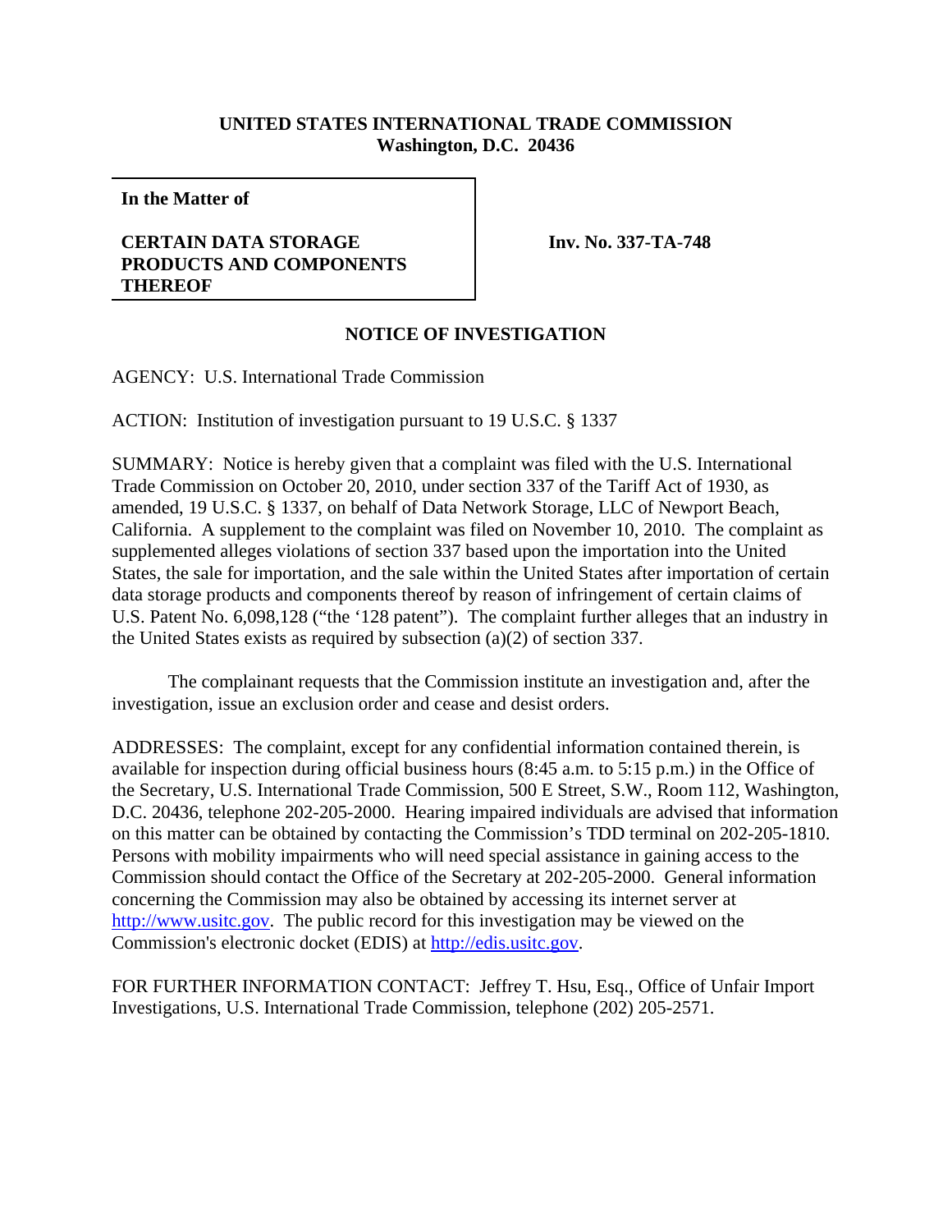**UNITED STATES INTERNATIONAL TRADE COMMISSION**
**Washington, D.C. 20436**

| **In the Matter of** **CERTAIN DATA STORAGE PRODUCTS AND COMPONENTS THEREOF** | **Inv. No. 337-TA-748** |
| --- | --- |

## NOTICE OF INVESTIGATION

AGENCY: U.S. International Trade Commission

ACTION: Institution of investigation pursuant to 19 U.S.C. § 1337

SUMMARY: Notice is hereby given that a complaint was filed with the U.S. International Trade Commission on October 20, 2010, under section 337 of the Tariff Act of 1930, as amended, 19 U.S.C. § 1337, on behalf of Data Network Storage, LLC of Newport Beach, California. A supplement to the complaint was filed on November 10, 2010. The complaint as supplemented alleges violations of section 337 based upon the importation into the United States, the sale for importation, and the sale within the United States after importation of certain data storage products and components thereof by reason of infringement of certain claims of U.S. Patent No. 6,098,128 ("the '128 patent"). The complaint further alleges that an industry in the United States exists as required by subsection (a)(2) of section 337.

The complainant requests that the Commission institute an investigation and, after the investigation, issue an exclusion order and cease and desist orders.

ADDRESSES: The complaint, except for any confidential information contained therein, is available for inspection during official business hours (8:45 a.m. to 5:15 p.m.) in the Office of the Secretary, U.S. International Trade Commission, 500 E Street, S.W., Room 112, Washington, D.C. 20436, telephone 202-205-2000. Hearing impaired individuals are advised that information on this matter can be obtained by contacting the Commission's TDD terminal on 202-205-1810. Persons with mobility impairments who will need special assistance in gaining access to the Commission should contact the Office of the Secretary at 202-205-2000. General information concerning the Commission may also be obtained by accessing its internet server at http://www.usitc.gov. The public record for this investigation may be viewed on the Commission's electronic docket (EDIS) at http://edis.usitc.gov.

FOR FURTHER INFORMATION CONTACT: Jeffrey T. Hsu, Esq., Office of Unfair Import Investigations, U.S. International Trade Commission, telephone (202) 205-2571.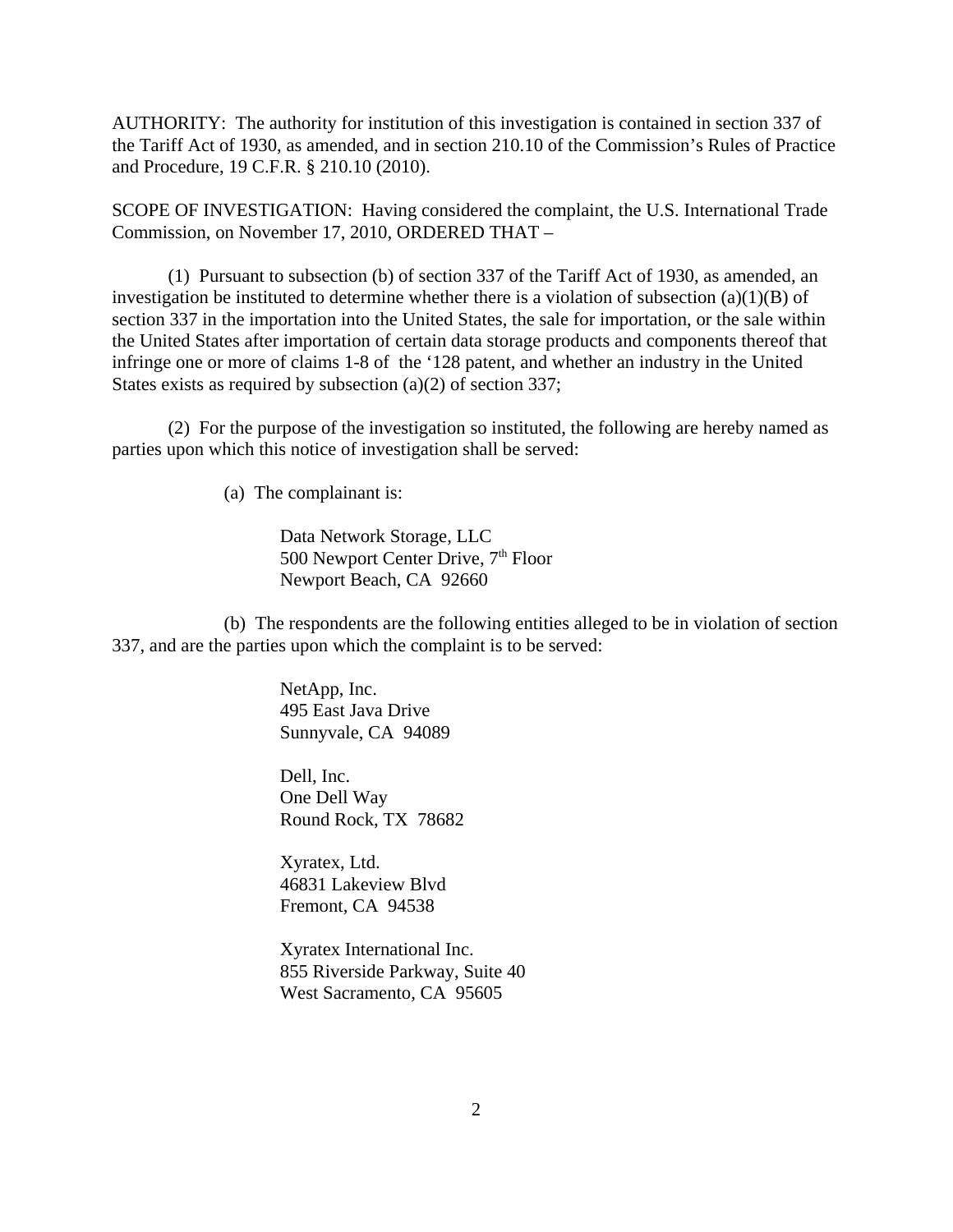AUTHORITY: The authority for institution of this investigation is contained in section 337 of the Tariff Act of 1930, as amended, and in section 210.10 of the Commission's Rules of Practice and Procedure, 19 C.F.R. § 210.10 (2010).

SCOPE OF INVESTIGATION: Having considered the complaint, the U.S. International Trade Commission, on November 17, 2010, ORDERED THAT –

(1) Pursuant to subsection (b) of section 337 of the Tariff Act of 1930, as amended, an investigation be instituted to determine whether there is a violation of subsection (a)(1)(B) of section 337 in the importation into the United States, the sale for importation, or the sale within the United States after importation of certain data storage products and components thereof that infringe one or more of claims 1-8 of the '128 patent, and whether an industry in the United States exists as required by subsection (a)(2) of section 337;

(2) For the purpose of the investigation so instituted, the following are hereby named as parties upon which this notice of investigation shall be served:

(a) The complainant is:

Data Network Storage, LLC
500 Newport Center Drive, 7th Floor
Newport Beach, CA 92660

(b) The respondents are the following entities alleged to be in violation of section 337, and are the parties upon which the complaint is to be served:

NetApp, Inc.
495 East Java Drive
Sunnyvale, CA 94089

Dell, Inc.
One Dell Way
Round Rock, TX 78682

Xyratex, Ltd.
46831 Lakeview Blvd
Fremont, CA 94538

Xyratex International Inc.
855 Riverside Parkway, Suite 40
West Sacramento, CA 95605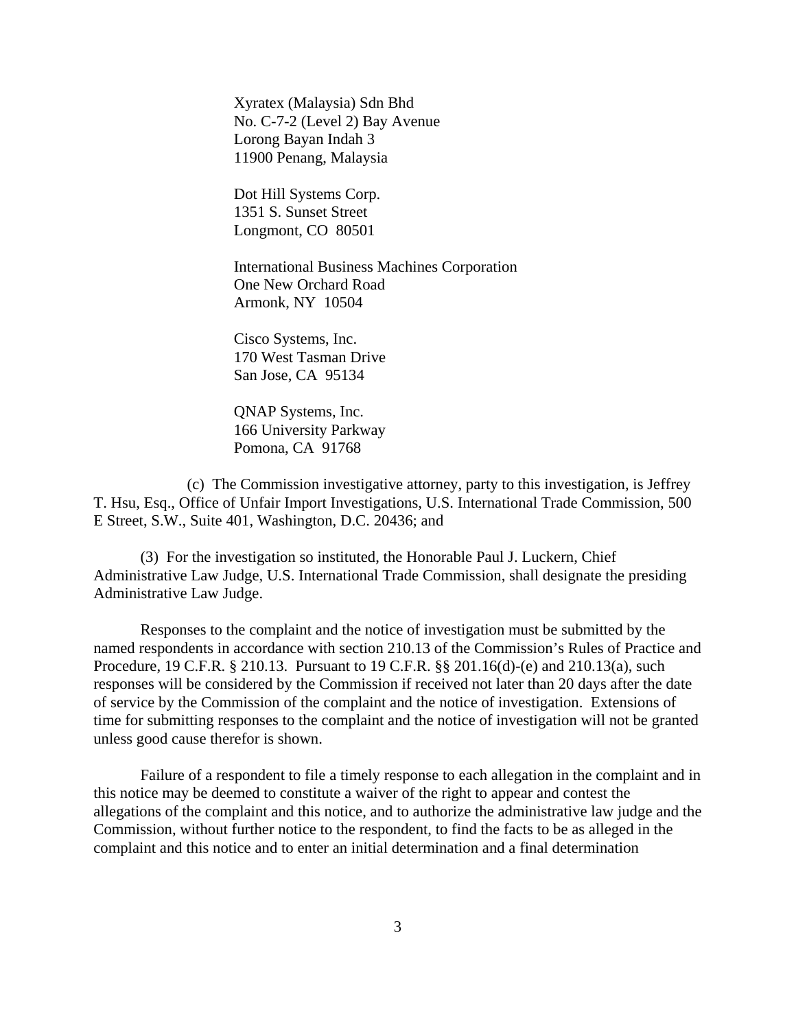Xyratex (Malaysia) Sdn Bhd
No. C-7-2 (Level 2) Bay Avenue
Lorong Bayan Indah 3
11900 Penang, Malaysia

Dot Hill Systems Corp.
1351 S. Sunset Street
Longmont, CO 80501

International Business Machines Corporation
One New Orchard Road
Armonk, NY 10504

Cisco Systems, Inc.
170 West Tasman Drive
San Jose, CA 95134

QNAP Systems, Inc.
166 University Parkway
Pomona, CA 91768

(c) The Commission investigative attorney, party to this investigation, is Jeffrey T. Hsu, Esq., Office of Unfair Import Investigations, U.S. International Trade Commission, 500 E Street, S.W., Suite 401, Washington, D.C. 20436; and

(3) For the investigation so instituted, the Honorable Paul J. Luckern, Chief Administrative Law Judge, U.S. International Trade Commission, shall designate the presiding Administrative Law Judge.

Responses to the complaint and the notice of investigation must be submitted by the named respondents in accordance with section 210.13 of the Commission's Rules of Practice and Procedure, 19 C.F.R. § 210.13. Pursuant to 19 C.F.R. §§ 201.16(d)-(e) and 210.13(a), such responses will be considered by the Commission if received not later than 20 days after the date of service by the Commission of the complaint and the notice of investigation. Extensions of time for submitting responses to the complaint and the notice of investigation will not be granted unless good cause therefor is shown.

Failure of a respondent to file a timely response to each allegation in the complaint and in this notice may be deemed to constitute a waiver of the right to appear and contest the allegations of the complaint and this notice, and to authorize the administrative law judge and the Commission, without further notice to the respondent, to find the facts to be as alleged in the complaint and this notice and to enter an initial determination and a final determination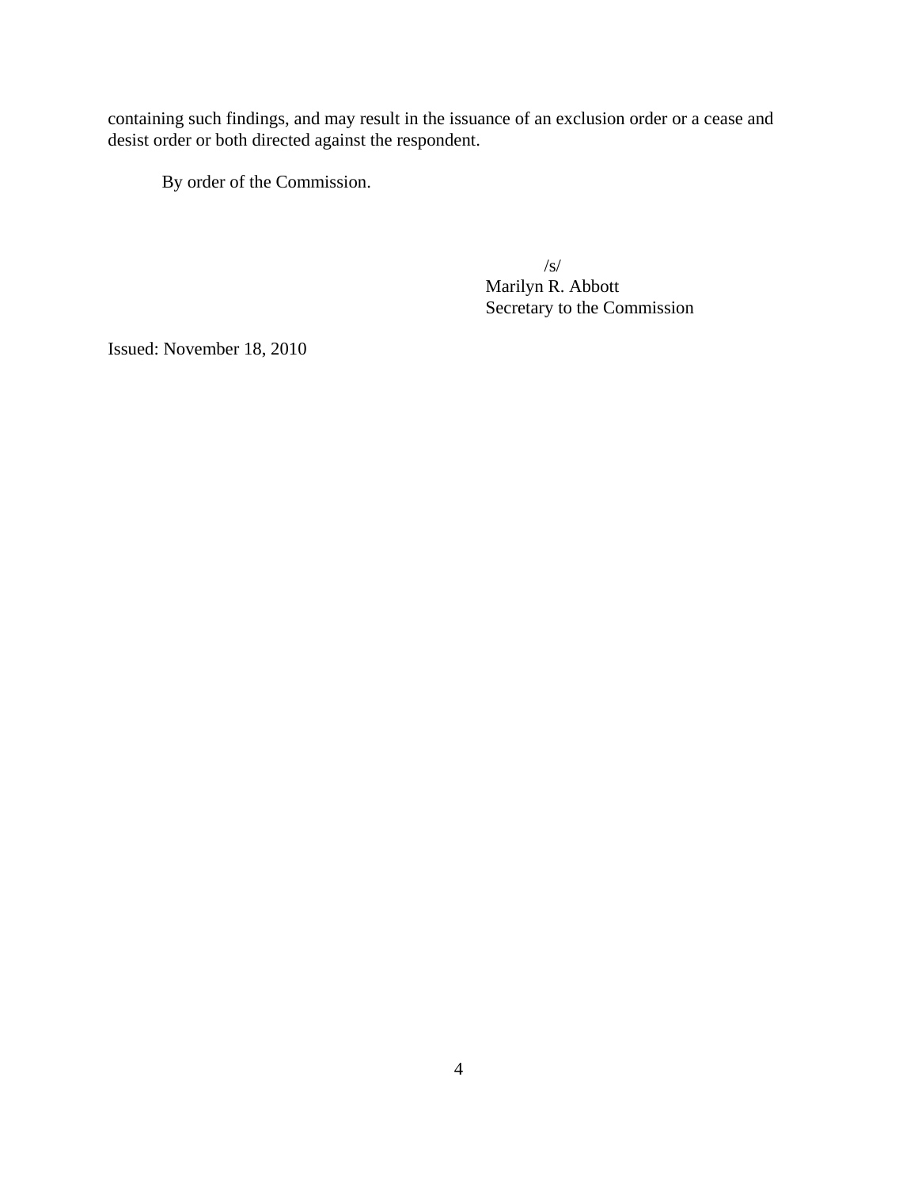containing such findings, and may result in the issuance of an exclusion order or a cease and desist order or both directed against the respondent.

By order of the Commission.

/s/
Marilyn R. Abbott
Secretary to the Commission

Issued: November 18, 2010